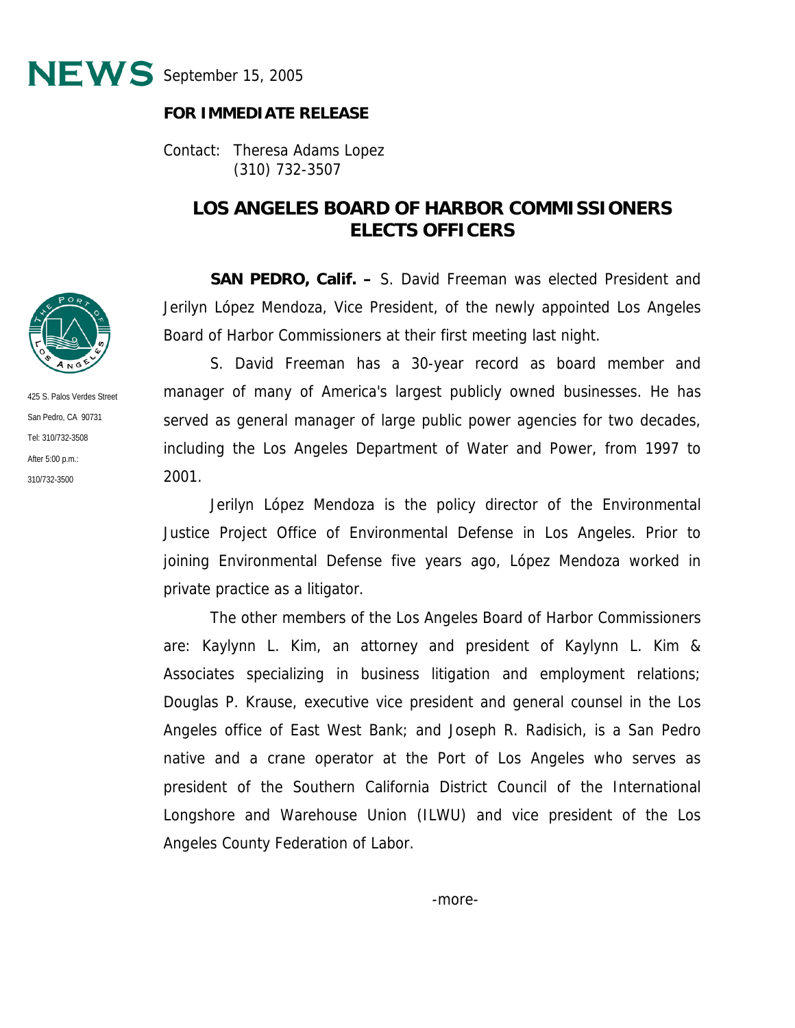# NEWS

September 15, 2005

**FOR IMMEDIATE RELEASE**

Contact: Theresa Adams Lopez
(310) 732-3507

425 S. Palos Verdes Street
San Pedro, CA 90731
Tel: 310/732-3508
After 5:00 p.m.:
310/732-3500

## LOS ANGELES BOARD OF HARBOR COMMISSIONERS ELECTS OFFICERS

**SAN PEDRO, Calif. –** S. David Freeman was elected President and Jerilyn López Mendoza, Vice President, of the newly appointed Los Angeles Board of Harbor Commissioners at their first meeting last night.

S. David Freeman has a 30-year record as board member and manager of many of America's largest publicly owned businesses. He has served as general manager of large public power agencies for two decades, including the Los Angeles Department of Water and Power, from 1997 to 2001.

Jerilyn López Mendoza is the policy director of the Environmental Justice Project Office of Environmental Defense in Los Angeles. Prior to joining Environmental Defense five years ago, López Mendoza worked in private practice as a litigator.

The other members of the Los Angeles Board of Harbor Commissioners are: Kaylynn L. Kim, an attorney and president of Kaylynn L. Kim & Associates specializing in business litigation and employment relations; Douglas P. Krause, executive vice president and general counsel in the Los Angeles office of East West Bank; and Joseph R. Radisich, is a San Pedro native and a crane operator at the Port of Los Angeles who serves as president of the Southern California District Council of the International Longshore and Warehouse Union (ILWU) and vice president of the Los Angeles County Federation of Labor.

-more-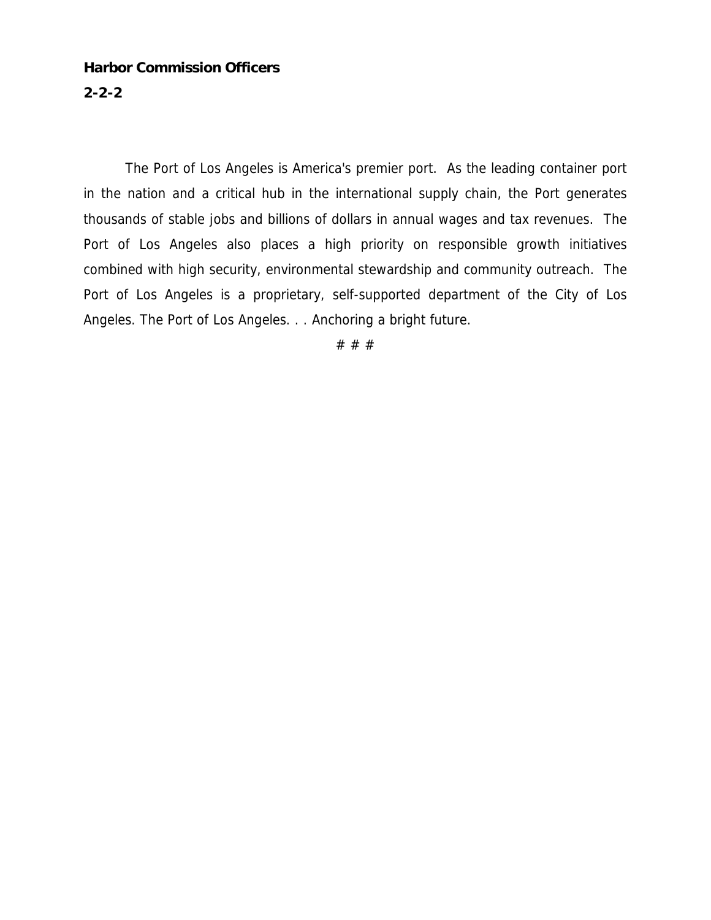The Port of Los Angeles is America's premier port. As the leading container port in the nation and a critical hub in the international supply chain, the Port generates thousands of stable jobs and billions of dollars in annual wages and tax revenues. The Port of Los Angeles also places a high priority on responsible growth initiatives combined with high security, environmental stewardship and community outreach. The Port of Los Angeles is a proprietary, self-supported department of the City of Los Angeles. The Port of Los Angeles. . . Anchoring a bright future.

# # #